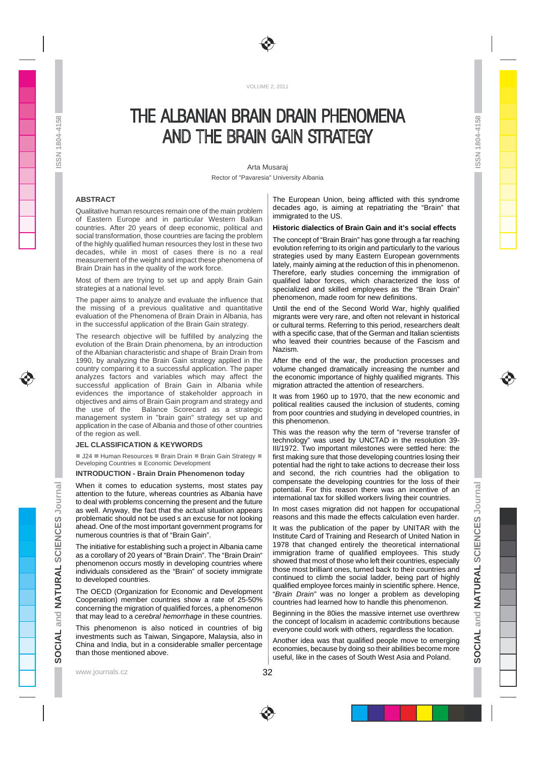# THE ALBANIAN BRAIN DRAIN PHENOMENA AND THE BRAIN GAIN STRATEGY

Arta Musaraj

Rector of "Pavaresia" University Albania

### ABSTRACT

Qualitative human resources remain one of the main problem of Eastern Europe and in particular Western Balkan countries. After 20 years of deep economic, political and social transformation, those countries are facing the problem of the highly qualified human resources they lost in these two decades, while in most of cases there is no a real measurement of the weight and impact these phenomena of Brain Drain has in the quality of the work force.

Most of them are trying to set up and apply Brain Gain strategies at a national level.

The paper aims to analyze and evaluate the influence that the missing of a previous qualitative and quantitative evaluation of the Phenomena of Brain Drain in Albania, has in the successful application of the Brain Gain strategy.

The research objective will be fulfilled by analyzing the evolution of the Brain Drain phenomena, by an introduction of the Albanian characteristic and shape of Brain Drain from 1990, by analyzing the Brain Gain strategy applied in the country comparing it to a successful application. The paper analyzes factors and variables which may affect the successful application of Brain Gain in Albania while evidences the importance of stakeholder approach in objectives and aims of Brain Gain program and strategy and the use of the Balance Scorecard as a strategic management system in "brain gain" strategy set up and application in the case of Albania and those of other countries of the region as well.

### JEL CLASSIFICATION & KEYWORDS

■ J24 ■ Human Resources ■ Brain Drain ■ Brain Gain Strategy ■ Developing Countries ■ Economic Development

### INTRODUCTION - Brain Drain Phenomenon today

When it comes to education systems, most states pay attention to the future, whereas countries as Albania have to deal with problems concerning the present and the future as well. Anyway, the fact that the actual situation appears problematic should not be used s an excuse for not looking ahead. One of the most important government programs for numerous countries is that of "Brain Gain".

The initiative for establishing such a project in Albania came as a corollary of 20 years of "Brain Drain". The "Brain Drain" phenomenon occurs mostly in developing countries where individuals considered as the "Brain" of society immigrate to developed countries.

The OECD (Organization for Economic and Development Cooperation) member countries show a rate of 25-50% concerning the migration of qualified forces, a phenomenon that may lead to a *cerebral hemorrhage* in these countries.

This phenomenon is also noticed in countries of big investments such as Taiwan, Singapore, Malaysia, also in China and India, but in a considerable smaller percentage than those mentioned above.

The European Union, being afflicted with this syndrome decades ago, is aiming at repatriating the "Brain" that immigrated to the US.

### Historic dialectics of Brain Gain and it's social effects

The concept of "Brain Brain" has gone through a far reaching evolution referring to its origin and particularly to the various strategies used by many Eastern European governments lately, mainly aiming at the reduction of this in phenomenon. Therefore, early studies concerning the immigration of qualified labor forces, which characterized the loss of specialized and skilled employees as the "Brain Drain" phenomenon, made room for new definitions.

Until the end of the Second World War, highly qualified migrants were very rare, and often not relevant in historical or cultural terms. Referring to this period, researchers dealt with a specific case, that of the German and Italian scientists who leaved their countries because of the Fascism and Nazism.

After the end of the war, the production processes and volume changed dramatically increasing the number and the economic importance of highly qualified migrants. This migration attracted the attention of researchers.

It was from 1960 up to 1970, that the new economic and political realities caused the inclusion of students, coming from poor countries and studying in developed countries, in this phenomenon.

This was the reason why the term of "reverse transfer of technology" was used by UNCTAD in the resolution 39-III/1972. Two important milestones were settled here: the first making sure that those developing countries losing their potential had the right to take actions to decrease their loss and second, the rich countries had the obligation to compensate the developing countries for the loss of their potential. For this reason there was an incentive of an international tax for skilled workers living their countries.

In most cases migration did not happen for occupational reasons and this made the effects calculation even harder.

It was the publication of the paper by UNITAR with the Institute Card of Training and Research of United Nation in 1978 that changed entirely the theoretical international immigration frame of qualified employees. This study showed that most of those who left their countries, especially those most brilliant ones, turned back to their countries and continued to climb the social ladder, being part of highly qualified employee forces mainly in scientific sphere. Hence, "*Brain Drain*" was no longer a problem as developing countries had learned how to handle this phenomenon.

Beginning in the 80ies the massive internet use overthrew the concept of localism in academic contributions because everyone could work with others, regardless the location.

Another idea was that qualified people move to emerging economies, because by doing so their abilities become more useful, like in the cases of South West Asia and Poland.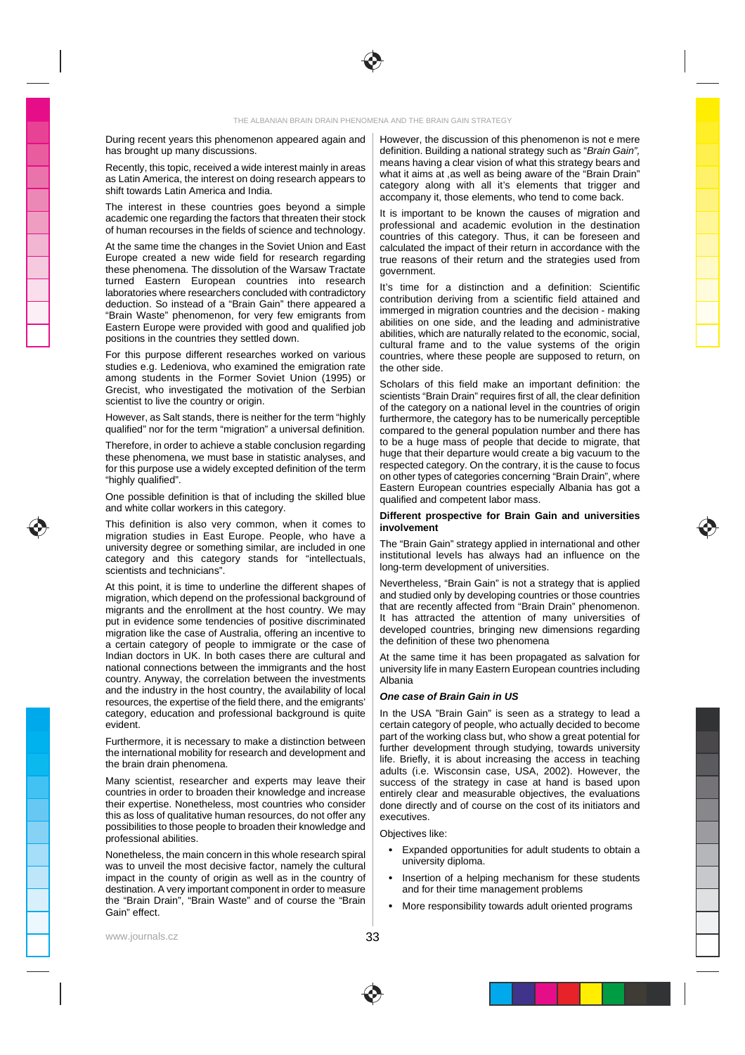During recent years this phenomenon appeared again and has brought up many discussions.

Recently, this topic, received a wide interest mainly in areas as Latin America, the interest on doing research appears to shift towards Latin America and India.

The interest in these countries goes beyond a simple academic one regarding the factors that threaten their stock of human recourses in the fields of science and technology.

At the same time the changes in the Soviet Union and East Europe created a new wide field for research regarding these phenomena. The dissolution of the Warsaw Tractate turned Eastern European countries into research laboratories where researchers concluded with contradictory deduction. So instead of a "Brain Gain" there appeared a "Brain Waste" phenomenon, for very few emigrants from Eastern Europe were provided with good and qualified job positions in the countries they settled down.

For this purpose different researches worked on various studies e.g. Ledeniova, who examined the emigration rate among students in the Former Soviet Union (1995) or Grecist, who investigated the motivation of the Serbian scientist to live the country or origin.

However, as Salt stands, there is neither for the term "highly qualified" nor for the term "migration" a universal definition.

Therefore, in order to achieve a stable conclusion regarding these phenomena, we must base in statistic analyses, and for this purpose use a widely excepted definition of the term "highly qualified".

One possible definition is that of including the skilled blue and white collar workers in this category.

This definition is also very common, when it comes to migration studies in East Europe. People, who have a university degree or something similar, are included in one category and this category stands for "intellectuals, scientists and technicians".

At this point, it is time to underline the different shapes of migration, which depend on the professional background of migrants and the enrollment at the host country. We may put in evidence some tendencies of positive discriminated migration like the case of Australia, offering an incentive to a certain category of people to immigrate or the case of Indian doctors in UK. In both cases there are cultural and national connections between the immigrants and the host country. Anyway, the correlation between the investments and the industry in the host country, the availability of local resources, the expertise of the field there, and the emigrants' category, education and professional background is quite evident.

Furthermore, it is necessary to make a distinction between the international mobility for research and development and the brain drain phenomena.

Many scientist, researcher and experts may leave their countries in order to broaden their knowledge and increase their expertise. Nonetheless, most countries who consider this as loss of qualitative human resources, do not offer any possibilities to those people to broaden their knowledge and professional abilities.

Nonetheless, the main concern in this whole research spiral was to unveil the most decisive factor, namely the cultural impact in the county of origin as well as in the country of destination. A very important component in order to measure the "Brain Drain", "Brain Waste" and of course the "Brain Gain" effect.

However, the discussion of this phenomenon is not e mere definition. Building a national strategy such as "*Brain Gain",* means having a clear vision of what this strategy bears and what it aims at ,as well as being aware of the "Brain Drain" category along with all it's elements that trigger and accompany it, those elements, who tend to come back.

It is important to be known the causes of migration and professional and academic evolution in the destination countries of this category. Thus, it can be foreseen and calculated the impact of their return in accordance with the true reasons of their return and the strategies used from government.

It's time for a distinction and a definition: Scientific contribution deriving from a scientific field attained and immerged in migration countries and the decision - making abilities on one side, and the leading and administrative abilities, which are naturally related to the economic, social, cultural frame and to the value systems of the origin countries, where these people are supposed to return, on the other side.

Scholars of this field make an important definition: the scientists "Brain Drain" requires first of all, the clear definition of the category on a national level in the countries of origin furthermore, the category has to be numerically perceptible compared to the general population number and there has to be a huge mass of people that decide to migrate, that huge that their departure would create a big vacuum to the respected category. On the contrary, it is the cause to focus on other types of categories concerning "Brain Drain", where Eastern European countries especially Albania has got a qualified and competent labor mass.

**Different prospective for Brain Gain and universities involvement**

The "Brain Gain" strategy applied in international and other institutional levels has always had an influence on the long-term development of universities.

Nevertheless, "Brain Gain" is not a strategy that is applied and studied only by developing countries or those countries that are recently affected from "Brain Drain" phenomenon. It has attracted the attention of many universities of developed countries, bringing new dimensions regarding the definition of these two phenomena

At the same time it has been propagated as salvation for university life in many Eastern European countries including Albania

***One case of Brain Gain in US***

In the USA "Brain Gain" is seen as a strategy to lead a certain category of people, who actually decided to become part of the working class but, who show a great potential for further development through studying, towards university life. Briefly, it is about increasing the access in teaching adults (i.e. Wisconsin case, USA, 2002). However, the success of the strategy in case at hand is based upon entirely clear and measurable objectives, the evaluations done directly and of course on the cost of its initiators and executives.

Objectives like:

- Expanded opportunities for adult students to obtain a university diploma.
- Insertion of a helping mechanism for these students and for their time management problems
- More responsibility towards adult oriented programs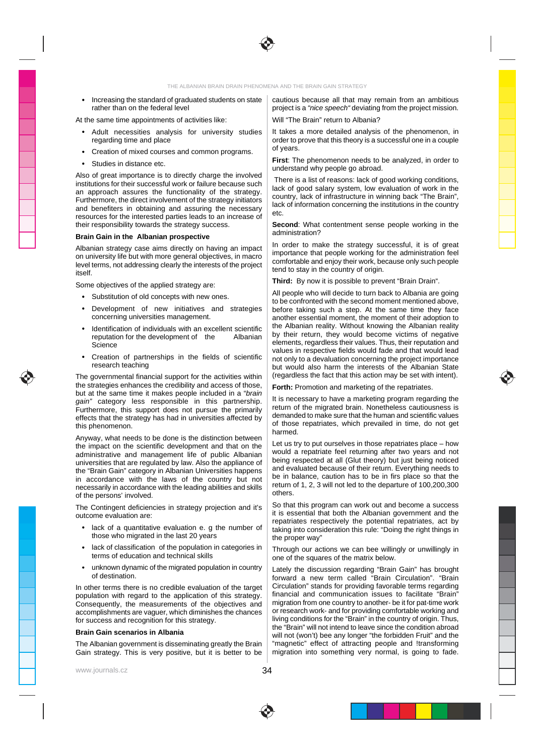- Increasing the standard of graduated students on state rather than on the federal level

At the same time appointments of activities like:

- Adult necessities analysis for university studies regarding time and place
- Creation of mixed courses and common programs.
- Studies in distance etc.

Also of great importance is to directly charge the involved institutions for their successful work or failure because such an approach assures the functionality of the strategy. Furthermore, the direct involvement of the strategy initiators and benefiters in obtaining and assuring the necessary resources for the interested parties leads to an increase of their responsibility towards the strategy success.

**Brain Gain in the Albanian prospective**

Albanian strategy case aims directly on having an impact on university life but with more general objectives, in macro level terms, not addressing clearly the interests of the project itself.

Some objectives of the applied strategy are:

- Substitution of old concepts with new ones.
- Development of new initiatives and strategies concerning universities management.
- Identification of individuals with an excellent scientific reputation for the development of the Albanian Science
- Creation of partnerships in the fields of scientific research teaching

The governmental financial support for the activities within the strategies enhances the credibility and access of those, but at the same time it makes people included in a "*brain gain"* category less responsible in this partnership. Furthermore, this support does not pursue the primarily effects that the strategy has had in universities affected by this phenomenon.

Anyway, what needs to be done is the distinction between the impact on the scientific development and that on the administrative and management life of public Albanian universities that are regulated by law. Also the appliance of the "Brain Gain" category in Albanian Universities happens in accordance with the laws of the country but not necessarily in accordance with the leading abilities and skills of the persons' involved.

The Contingent deficiencies in strategy projection and it's outcome evaluation are:

- lack of a quantitative evaluation e. g the number of those who migrated in the last 20 years
- lack of classification of the population in categories in terms of education and technical skills
- unknown dynamic of the migrated population in country of destination.

In other terms there is no credible evaluation of the target population with regard to the application of this strategy. Consequently, the measurements of the objectives and accomplishments are vaguer, which diminishes the chances for success and recognition for this strategy.

**Brain Gain scenarios in Albania**

The Albanian government is disseminating greatly the Brain Gain strategy. This is very positive, but it is better to be cautious because all that may remain from an ambitious project is a *"nice speech"* deviating from the project mission.

Will "The Brain" return to Albania?

It takes a more detailed analysis of the phenomenon, in order to prove that this theory is a successful one in a couple of years.

**First**: The phenomenon needs to be analyzed, in order to understand why people go abroad.

There is a list of reasons: lack of good working conditions, lack of good salary system, low evaluation of work in the country, lack of infrastructure in winning back "The Brain", lack of information concerning the institutions in the country etc.

**Second**: What contentment sense people working in the administration?

In order to make the strategy successful, it is of great importance that people working for the administration feel comfortable and enjoy their work, because only such people tend to stay in the country of origin.

**Third:** By now it is possible to prevent "Brain Drain".

All people who will decide to turn back to Albania are going to be confronted with the second moment mentioned above, before taking such a step. At the same time they face another essential moment, the moment of their adoption to the Albanian reality. Without knowing the Albanian reality by their return, they would become victims of negative elements, regardless their values. Thus, their reputation and values in respective fields would fade and that would lead not only to a devaluation concerning the project importance but would also harm the interests of the Albanian State (regardless the fact that this action may be set with intent).

**Forth:** Promotion and marketing of the repatriates.

It is necessary to have a marketing program regarding the return of the migrated brain. Nonetheless cautiousness is demanded to make sure that the human and scientific values of those repatriates, which prevailed in time, do not get harmed.

Let us try to put ourselves in those repatriates place – how would a repatriate feel returning after two years and not being respected at all (Glut theory) but just being noticed and evaluated because of their return. Everything needs to be in balance, caution has to be in firs place so that the return of 1, 2, 3 will not led to the departure of 100,200,300 others.

So that this program can work out and become a success it is essential that both the Albanian government and the repatriates respectively the potential repatriates, act by taking into consideration this rule: "Doing the right things in the proper way"

Through our actions we can bee willingly or unwillingly in one of the squares of the matrix below.

Lately the discussion regarding "Brain Gain" has brought forward a new term called "Brain Circulation". "Brain Circulation" stands for providing favorable terms regarding financial and communication issues to facilitate "Brain" migration from one country to another- be it for pat-time work or research work- and for providing comfortable working and living conditions for the "Brain" in the country of origin. Thus, the "Brain" will not intend to leave since the condition abroad will not (won't) bee any longer "the forbidden Fruit" and the "magnetic" effect of attracting people and !transforming migration into something very normal, is going to fade.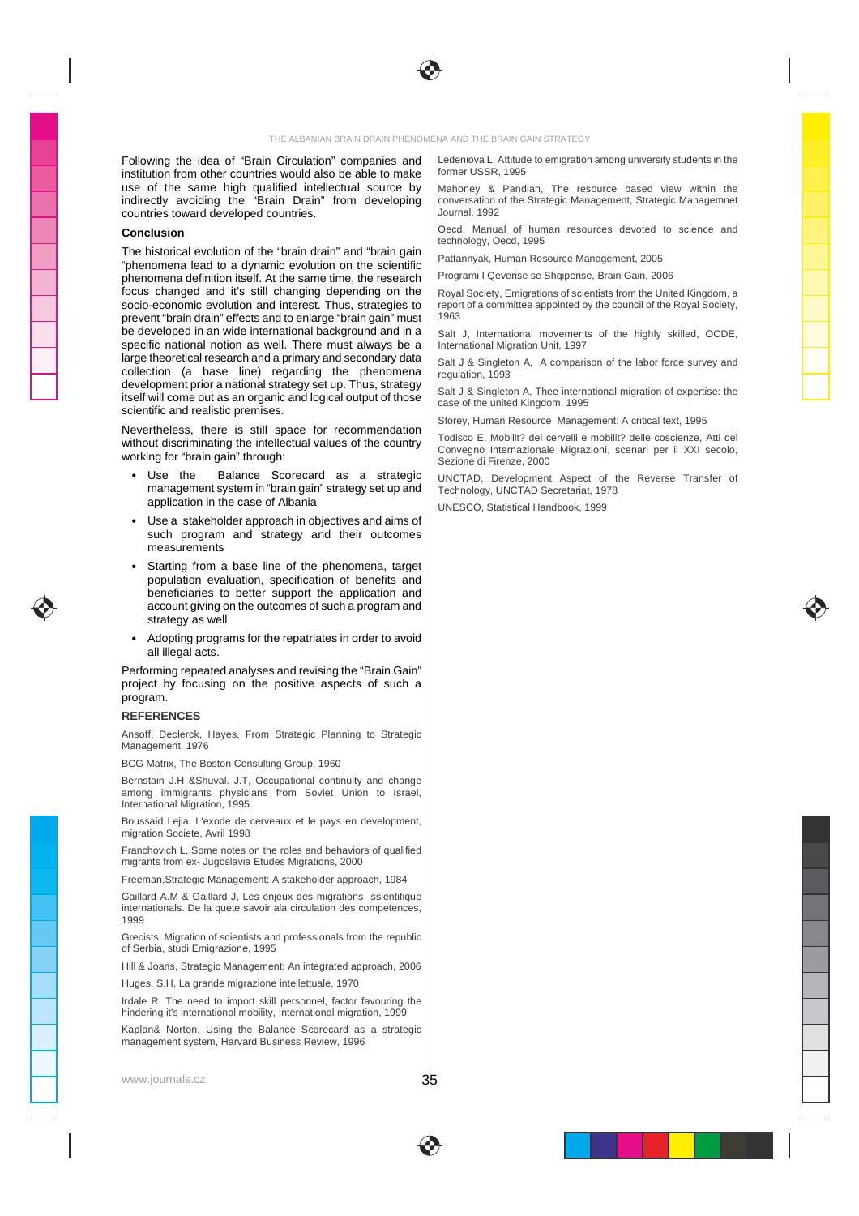Following the idea of "Brain Circulation" companies and institution from other countries would also be able to make use of the same high qualified intellectual source by indirectly avoiding the "Brain Drain" from developing countries toward developed countries.

### Conclusion

The historical evolution of the "brain drain" and "brain gain "phenomena lead to a dynamic evolution on the scientific phenomena definition itself. At the same time, the research focus changed and it's still changing depending on the socio-economic evolution and interest. Thus, strategies to prevent "brain drain" effects and to enlarge "brain gain" must be developed in an wide international background and in a specific national notion as well. There must always be a large theoretical research and a primary and secondary data collection (a base line) regarding the phenomena development prior a national strategy set up. Thus, strategy itself will come out as an organic and logical output of those scientific and realistic premises.

Nevertheless, there is still space for recommendation without discriminating the intellectual values of the country working for "brain gain" through:

- Use the Balance Scorecard as a strategic management system in "brain gain" strategy set up and application in the case of Albania
- Use a stakeholder approach in objectives and aims of such program and strategy and their outcomes measurements
- Starting from a base line of the phenomena, target population evaluation, specification of benefits and beneficiaries to better support the application and account giving on the outcomes of such a program and strategy as well
- Adopting programs for the repatriates in order to avoid all illegal acts.

Performing repeated analyses and revising the "Brain Gain" project by focusing on the positive aspects of such a program.

### REFERENCES

Ansoff, Declerck, Hayes, From Strategic Planning to Strategic Management, 1976

BCG Matrix, The Boston Consulting Group, 1960

Bernstain J.H &Shuval. J.T, Occupational continuity and change among immigrants physicians from Soviet Union to Israel, International Migration, 1995

Boussaid Lejla, L'exode de cerveaux et le pays en development, migration Societe, Avril 1998

Franchovich L, Some notes on the roles and behaviors of qualified migrants from ex- Jugoslavia Etudes Migrations, 2000

Freeman,Strategic Management: A stakeholder approach, 1984

Gaillard A.M & Gaillard J, Les enjeux des migrations ssientifique internationals. De la quete savoir ala circulation des competences, 1999

Grecists, Migration of scientists and professionals from the republic of Serbia, studi Emigrazione, 1995

Hill & Joans, Strategic Management: An integrated approach, 2006

Huges. S.H, La grande migrazione intellettuale, 1970

Irdale R, The need to import skill personnel, factor favouring the hindering it's international mobility, International migration, 1999

Kaplan& Norton, Using the Balance Scorecard as a strategic management system, Harvard Business Review, 1996

Ledeniova L, Attitude to emigration among university students in the former USSR, 1995

Mahoney & Pandian, The resource based view within the conversation of the Strategic Management, Strategic Managemnet Journal, 1992

Oecd, Manual of human resources devoted to science and technology, Oecd, 1995

Pattannyak, Human Resource Management, 2005

Programi I Qeverise se Shqiperise, Brain Gain, 2006

Royal Society, Emigrations of scientists from the United Kingdom, a report of a committee appointed by the council of the Royal Society, 1963

Salt J, International movements of the highly skilled, OCDE, International Migration Unit, 1997

Salt J & Singleton A, A comparison of the labor force survey and regulation, 1993

Salt J & Singleton A, Thee international migration of expertise: the case of the united Kingdom, 1995

Storey, Human Resource Management: A critical text, 1995

Todisco E, Mobilit? dei cervelli e mobilit? delle coscienze, Atti del Convegno Internazionale Migrazioni, scenari per il XXI secolo, Sezione di Firenze, 2000

UNCTAD, Development Aspect of the Reverse Transfer of Technology, UNCTAD Secretariat, 1978

UNESCO, Statistical Handbook, 1999